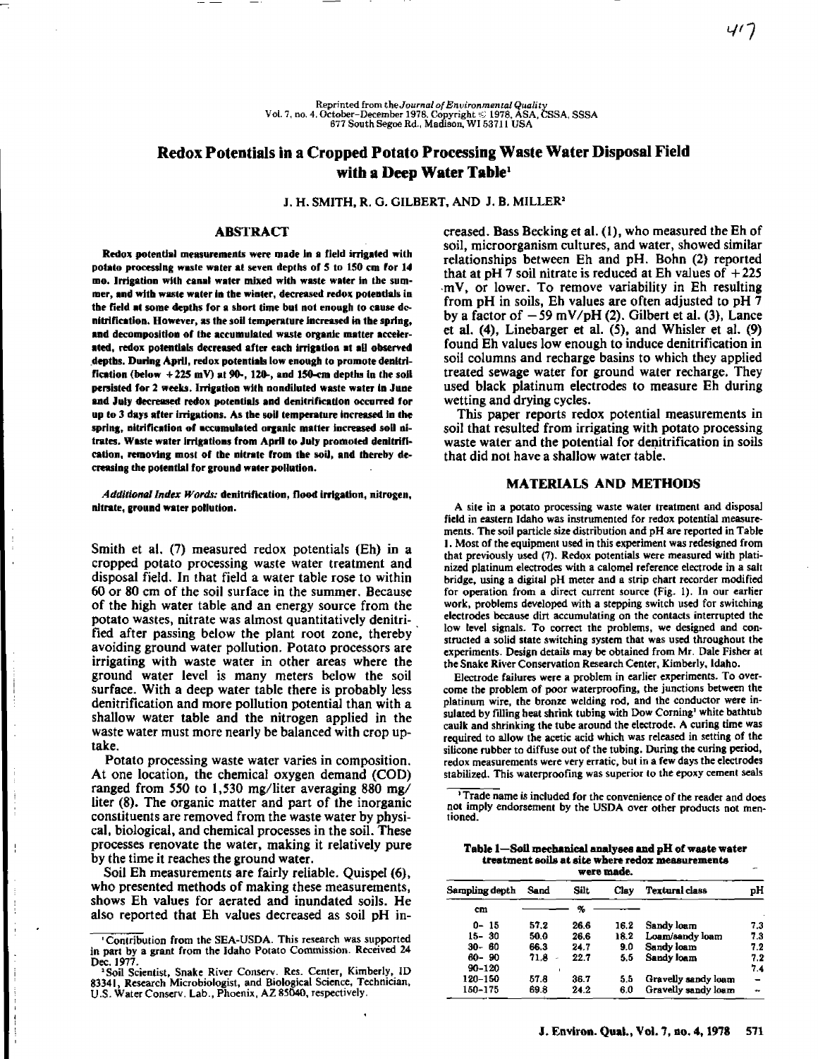Reprinted from the *Journal of Environmental Quality*
Vol. 7, no. 4, October–December 1978. Copyright © 1978, ASA, CSSA, SSSA
677 South Segoe Rd., Madison, WI 53711 USA

# Redox Potentials in a Cropped Potato Processing Waste Water Disposal Field with a Deep Water Table[1]

J. H. SMITH, R. G. GILBERT, AND J. B. MILLER[2]

## ABSTRACT

**Redox potential measurements were made in a field irrigated with potato processing waste water at seven depths of 5 to 150 cm for 14 mo. Irrigation with canal water mixed with waste water in the summer, and with waste water in the winter, decreased redox potentials in the field at some depths for a short time but not enough to cause denitrification. However, as the soil temperature increased in the spring, and decomposition of the accumulated waste organic matter accelerated, redox potentials decreased after each irrigation at all observed depths. During April, redox potentials low enough to promote denitrification (below +225 mV) at 90-, 120-, and 150-cm depths in the soil persisted for 2 weeks. Irrigation with nondiluted waste water in June and July decreased redox potentials and denitrification occurred for up to 3 days after irrigations. As the soil temperature increased in the spring, nitrification of accumulated organic matter increased soil nitrates. Waste water irrigations from April to July promoted denitrification, removing most of the nitrate from the soil, and thereby decreasing the potential for ground water pollution.**

***Additional Index Words:* denitrification, flood irrigation, nitrogen, nitrate, ground water pollution.**

Smith et al. (7) measured redox potentials (Eh) in a cropped potato processing waste water treatment and disposal field. In that field a water table rose to within 60 or 80 cm of the soil surface in the summer. Because of the high water table and an energy source from the potato wastes, nitrate was almost quantitatively denitrified after passing below the plant root zone, thereby avoiding ground water pollution. Potato processors are irrigating with waste water in other areas where the ground water level is many meters below the soil surface. With a deep water table there is probably less denitrification and more pollution potential than with a shallow water table and the nitrogen applied in the waste water must more nearly be balanced with crop uptake.

Potato processing waste water varies in composition. At one location, the chemical oxygen demand (COD) ranged from 550 to 1,530 mg/liter averaging 880 mg/liter (8). The organic matter and part of the inorganic constituents are removed from the waste water by physical, biological, and chemical processes in the soil. These processes renovate the water, making it relatively pure by the time it reaches the ground water.

Soil Eh measurements are fairly reliable. Quispel (6), who presented methods of making these measurements, shows Eh values for aerated and inundated soils. He also reported that Eh values decreased as soil pH increased. Bass Becking et al. (1), who measured the Eh of soil, microorganism cultures, and water, showed similar relationships between Eh and pH. Bohn (2) reported that at pH 7 soil nitrate is reduced at Eh values of +225 mV, or lower. To remove variability in Eh resulting from pH in soils, Eh values are often adjusted to pH 7 by a factor of −59 mV/pH (2). Gilbert et al. (3), Lance et al. (4), Linebarger et al. (5), and Whisler et al. (9) found Eh values low enough to induce denitrification in soil columns and recharge basins to which they applied treated sewage water for ground water recharge. They used black platinum electrodes to measure Eh during wetting and drying cycles.

This paper reports redox potential measurements in soil that resulted from irrigating with potato processing waste water and the potential for denitrification in soils that did not have a shallow water table.

## MATERIALS AND METHODS

A site in a potato processing waste water treatment and disposal field in eastern Idaho was instrumented for redox potential measurements. The soil particle size distribution and pH are reported in Table 1. Most of the equipment used in this experiment was redesigned from that previously used (7). Redox potentials were measured with platinized platinum electrodes with a calomel reference electrode in a salt bridge, using a digital pH meter and a strip chart recorder modified for operation from a direct current source (Fig. 1). In our earlier work, problems developed with a stepping switch used for switching electrodes because dirt accumulating on the contacts interrupted the low level signals. To correct the problems, we designed and constructed a solid state switching system that was used throughout the experiments. Design details may be obtained from Mr. Dale Fisher at the Snake River Conservation Research Center, Kimberly, Idaho.

Electrode failures were a problem in earlier experiments. To overcome the problem of poor waterproofing, the junctions between the platinum wire, the bronze welding rod, and the conductor were insulated by filling heat shrink tubing with Dow Corning[3] white bathtub caulk and shrinking the tube around the electrode. A curing time was required to allow the acetic acid which was released in setting of the silicone rubber to diffuse out of the tubing. During the curing period, redox measurements were very erratic, but in a few days the electrodes stabilized. This waterproofing was superior to the epoxy cement seals

[1] Contribution from the SEA-USDA. This research was supported in part by a grant from the Idaho Potato Commission. Received 24 Dec. 1977.

[2] Soil Scientist, Snake River Conserv. Res. Center, Kimberly, ID 83341, Research Microbiologist, and Biological Science, Technician, U.S. Water Conserv. Lab., Phoenix, AZ 85040, respectively.

[3] Trade name is included for the convenience of the reader and does not imply endorsement by the USDA over other products not mentioned.

**Table 1—Soil mechanical analyses and pH of waste water treatment soils at site where redox measurements were made.**

| Sampling depth | Sand | Silt | Clay | Textural class | pH |
|---|---|---|---|---|---|
| cm | | % | | | |
| 0– 15 | 57.2 | 26.6 | 16.2 | Sandy loam | 7.3 |
| 15– 30 | 50.0 | 26.6 | 18.2 | Loam/sandy loam | 7.3 |
| 30– 60 | 66.3 | 24.7 | 9.0 | Sandy loam | 7.2 |
| 60– 90 | 71.8 | 22.7 | 5.5 | Sandy loam | 7.2 |
| 90–120 | | | | | 7.4 |
| 120–150 | 57.8 | 36.7 | 5.5 | Gravelly sandy loam | – |
| 150–175 | 69.8 | 24.2 | 6.0 | Gravelly sandy loam | – |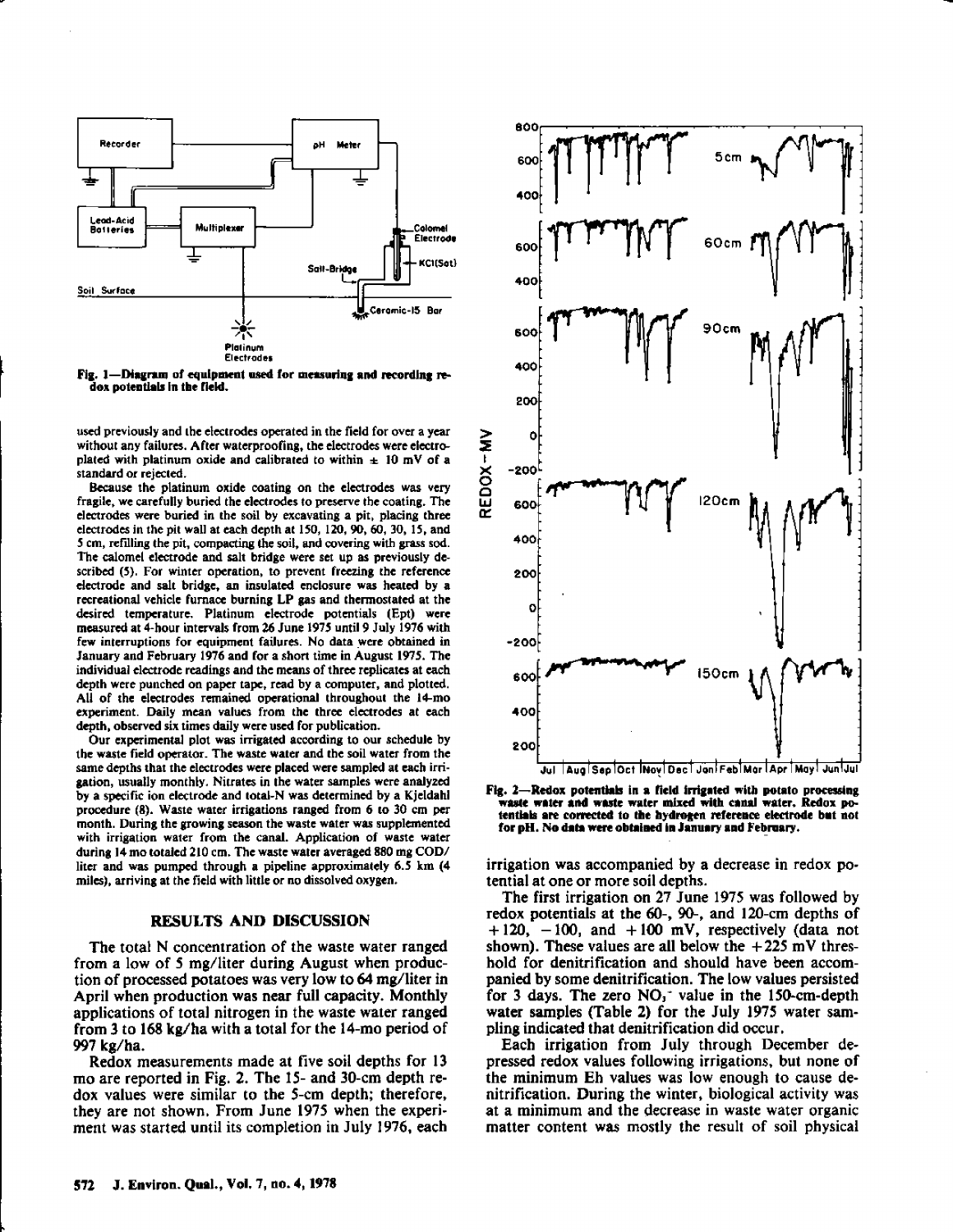Fig. 1—Diagram of equipment used for measuring and recording redox potentials in the field.

used previously and the electrodes operated in the field for over a year without any failures. After waterproofing, the electrodes were electroplated with platinum oxide and calibrated to within ± 10 mV of a standard or rejected.

Because the platinum oxide coating on the electrodes was very fragile, we carefully buried the electrodes to preserve the coating. The electrodes were buried in the soil by excavating a pit, placing three electrodes in the pit wall at each depth at 150, 120, 90, 60, 30, 15, and 5 cm, refilling the pit, compacting the soil, and covering with grass sod. The calomel electrode and salt bridge were set up as previously described (5). For winter operation, to prevent freezing the reference electrode and salt bridge, an insulated enclosure was heated by a recreational vehicle furnace burning LP gas and thermostated at the desired temperature. Platinum electrode potentials (Ept) were measured at 4-hour intervals from 26 June 1975 until 9 July 1976 with few interruptions for equipment failures. No data were obtained in January and February 1976 and for a short time in August 1975. The individual electrode readings and the means of three replicates at each depth were punched on paper tape, read by a computer, and plotted. All of the electrodes remained operational throughout the 14-mo experiment. Daily mean values from the three electrodes at each depth, observed six times daily were used for publication.

Our experimental plot was irrigated according to our schedule by the waste field operator. The waste water and the soil water from the same depths that the electrodes were placed were sampled at each irrigation, usually monthly. Nitrates in the water samples were analyzed by a specific ion electrode and total-N was determined by a Kjeldahl procedure (8). Waste water irrigations ranged from 6 to 30 cm per month. During the growing season the waste water was supplemented with irrigation water from the canal. Application of waste water during 14 mo totaled 210 cm. The waste water averaged 880 mg COD/liter and was pumped through a pipeline approximately 6.5 km (4 miles), arriving at the field with little or no dissolved oxygen.

## RESULTS AND DISCUSSION

The total N concentration of the waste water ranged from a low of 5 mg/liter during August when production of processed potatoes was very low to 64 mg/liter in April when production was near full capacity. Monthly applications of total nitrogen in the waste water ranged from 3 to 168 kg/ha with a total for the 14-mo period of 997 kg/ha.

Redox measurements made at five soil depths for 13 mo are reported in Fig. 2. The 15- and 30-cm depth redox values were similar to the 5-cm depth; therefore, they are not shown. From June 1975 when the experiment was started until its completion in July 1976, each irrigation was accompanied by a decrease in redox potential at one or more soil depths.

Fig. 2—Redox potentials in a field irrigated with potato processing waste water and waste water mixed with canal water. Redox potentials are corrected to the hydrogen reference electrode but not for pH. No data were obtained in January and February.

The first irrigation on 27 June 1975 was followed by redox potentials at the 60-, 90-, and 120-cm depths of +120, −100, and +100 mV, respectively (data not shown). These values are all below the +225 mV threshold for denitrification and should have been accompanied by some denitrification. The low values persisted for 3 days. The zero $NO_3^-$ value in the 150-cm-depth water samples (Table 2) for the July 1975 water sampling indicated that denitrification did occur.

Each irrigation from July through December depressed redox values following irrigations, but none of the minimum Eh values was low enough to cause denitrification. During the winter, biological activity was at a minimum and the decrease in waste water organic matter content was mostly the result of soil physical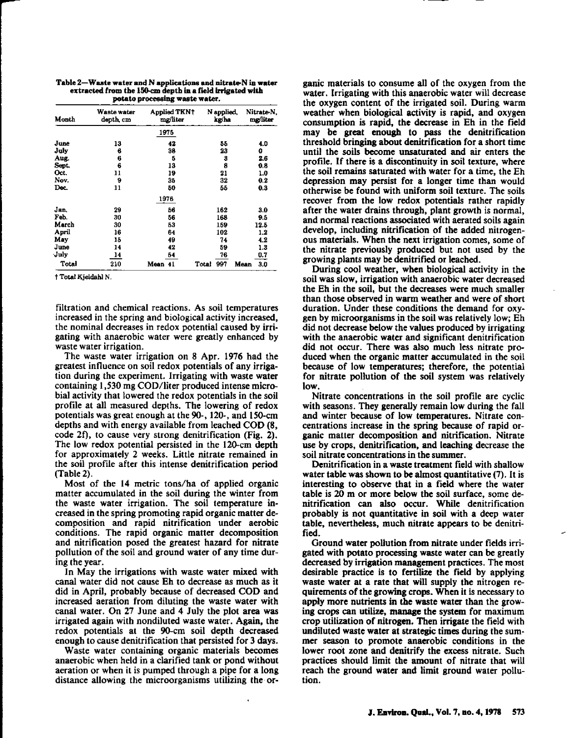Table 2—Waste water and N applications and nitrate-N in water extracted from the 150-cm depth in a field irrigated with potato processing waste water.

| Month | Waste water depth, cm | Applied TKN† mg/liter | N applied, kg/ha | Nitrate-N, mg/liter |
|---|---|---|---|---|
| | | 1975 | | |
| June | 13 | 42 | 55 | 4.0 |
| July | 6 | 38 | 23 | 0 |
| Aug. | 6 | 5 | 3 | 2.6 |
| Sept. | 6 | 13 | 8 | 0.8 |
| Oct. | 11 | 19 | 21 | 1.0 |
| Nov. | 9 | 35 | 32 | 0.2 |
| Dec. | 11 | 50 | 55 | 0.3 |
| | | 1976 | | |
| Jan. | 29 | 56 | 162 | 3.0 |
| Feb. | 30 | 56 | 168 | 9.5 |
| March | 30 | 53 | 159 | 12.5 |
| April | 16 | 64 | 102 | 1.2 |
| May | 15 | 49 | 74 | 4.2 |
| June | 14 | 42 | 59 | 1.3 |
| July | 14 | 54 | 76 | 0.7 |
| Total | 210 | Mean 41 | Total 997 | Mean 3.0 |

† Total Kjeldahl N.

filtration and chemical reactions. As soil temperatures increased in the spring and biological activity increased, the nominal decreases in redox potential caused by irrigating with anaerobic water were greatly enhanced by waste water irrigation.

The waste water irrigation on 8 Apr. 1976 had the greatest influence on soil redox potentials of any irrigation during the experiment. Irrigating with waste water containing 1,530 mg COD/liter produced intense microbial activity that lowered the redox potentials in the soil profile at all measured depths. The lowering of redox potentials was great enough at the 90-, 120-, and 150-cm depths and with energy available from leached COD (8, code 2f), to cause very strong denitrification (Fig. 2). The low redox potential persisted in the 120-cm depth for approximately 2 weeks. Little nitrate remained in the soil profile after this intense denitrification period (Table 2).

Most of the 14 metric tons/ha of applied organic matter accumulated in the soil during the winter from the waste water irrigation. The soil temperature increased in the spring promoting rapid organic matter decomposition and rapid nitrification under aerobic conditions. The rapid organic matter decomposition and nitrification posed the greatest hazard for nitrate pollution of the soil and ground water of any time during the year.

In May the irrigations with waste water mixed with canal water did not cause Eh to decrease as much as it did in April, probably because of decreased COD and increased aeration from diluting the waste water with canal water. On 27 June and 4 July the plot area was irrigated again with nondiluted waste water. Again, the redox potentials at the 90-cm soil depth decreased enough to cause denitrification that persisted for 3 days.

Waste water containing organic materials becomes anaerobic when held in a clarified tank or pond without aeration or when it is pumped through a pipe for a long distance allowing the microorganisms utilizing the organic materials to consume all of the oxygen from the water. Irrigating with this anaerobic water will decrease the oxygen content of the irrigated soil. During warm weather when biological activity is rapid, and oxygen consumption is rapid, the decrease in Eh in the field may be great enough to pass the denitrification threshold bringing about denitrification for a short time until the soils become unsaturated and air enters the profile. If there is a discontinuity in soil texture, where the soil remains saturated with water for a time, the Eh depression may persist for a longer time than would otherwise be found with uniform soil texture. The soils recover from the low redox potentials rather rapidly after the water drains through, plant growth is normal, and normal reactions associated with aerated soils again develop, including nitrification of the added nitrogenous materials. When the next irrigation comes, some of the nitrate previously produced but not used by the growing plants may be denitrified or leached.

During cool weather, when biological activity in the soil was slow, irrigation with anaerobic water decreased the Eh in the soil, but the decreases were much smaller than those observed in warm weather and were of short duration. Under these conditions the demand for oxygen by microorganisms in the soil was relatively low; Eh did not decrease below the values produced by irrigating with the anaerobic water and significant denitrification did not occur. There was also much less nitrate produced when the organic matter accumulated in the soil because of low temperatures; therefore, the potential for nitrate pollution of the soil system was relatively low.

Nitrate concentrations in the soil profile are cyclic with seasons. They generally remain low during the fall and winter because of low temperatures. Nitrate concentrations increase in the spring because of rapid organic matter decomposition and nitrification. Nitrate use by crops, denitrification, and leaching decrease the soil nitrate concentrations in the summer.

Denitrification in a waste treatment field with shallow water table was shown to be almost quantitative (7). It is interesting to observe that in a field where the water table is 20 m or more below the soil surface, some denitrification can also occur. While denitrification probably is not quantitative in soil with a deep water table, nevertheless, much nitrate appears to be denitrified.

Ground water pollution from nitrate under fields irrigated with potato processing waste water can be greatly decreased by irrigation management practices. The most desirable practice is to fertilize the field by applying waste water at a rate that will supply the nitrogen requirements of the growing crops. When it is necessary to apply more nutrients in the waste water than the growing crops can utilize, manage the system for maximum crop utilization of nitrogen. Then irrigate the field with undiluted waste water at strategic times during the summer season to promote anaerobic conditions in the lower root zone and denitrify the excess nitrate. Such practices should limit the amount of nitrate that will reach the ground water and limit ground water pollution.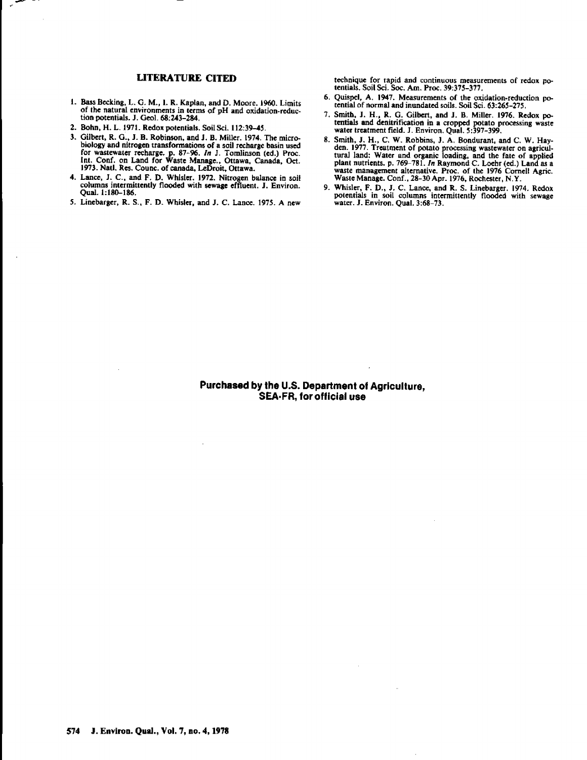## LITERATURE CITED

1. Bass Becking, L. G. M., I. R. Kaplan, and D. Moore. 1960. Limits of the natural environments in terms of pH and oxidation-reduction potentials. J. Geol. 68:243–284.
2. Bohn, H. L. 1971. Redox potentials. Soil Sci. 112:39–45.
3. Gilbert, R. G., J. B. Robinson, and J. B. Miller. 1974. The microbiology and nitrogen transformations of a soil recharge basin used for wastewater recharge. p. 87–96. *In* J. Tomlinson (ed.) Proc. Int. Conf. on Land for Waste Manage., Ottawa, Canada, Oct. 1973. Natl. Res. Counc. of canada, LeDroit, Ottawa.
4. Lance, J. C., and F. D. Whisler. 1972. Nitrogen balance in soil columns intermittently flooded with sewage effluent. J. Environ. Qual. 1:180–186.
5. Linebarger, R. S., F. D. Whisler, and J. C. Lance. 1975. A new technique for rapid and continuous measurements of redox potentials. Soil Sci. Soc. Am. Proc. 39:375–377.
6. Quispel, A. 1947. Measurements of the oxidation-reduction potential of normal and inundated soils. Soil Sci. 63:265–275.
7. Smith, J. H., R. G. Gilbert, and J. B. Miller. 1976. Redox potentials and denitrification in a cropped potato processing waste water treatment field. J. Environ. Qual. 5:397–399.
8. Smith, J. H., C. W. Robbins, J. A. Bondurant, and C. W. Hayden. 1977. Treatment of potato processing wastewater on agricultural land: Water and organic loading, and the fate of applied plant nutrients. p. 769–781. *In* Raymond C. Loehr (ed.) Land as a waste management alternative. Proc. of the 1976 Cornell Agric. Waste Manage. Conf., 28–30 Apr. 1976, Rochester, N.Y.
9. Whisler, F. D., J. C. Lance, and R. S. Linebarger. 1974. Redox potentials in soil columns intermittently flooded with sewage water. J. Environ. Qual. 3:68–73.

**Purchased by the U.S. Department of Agriculture, SEA-FR, for official use**